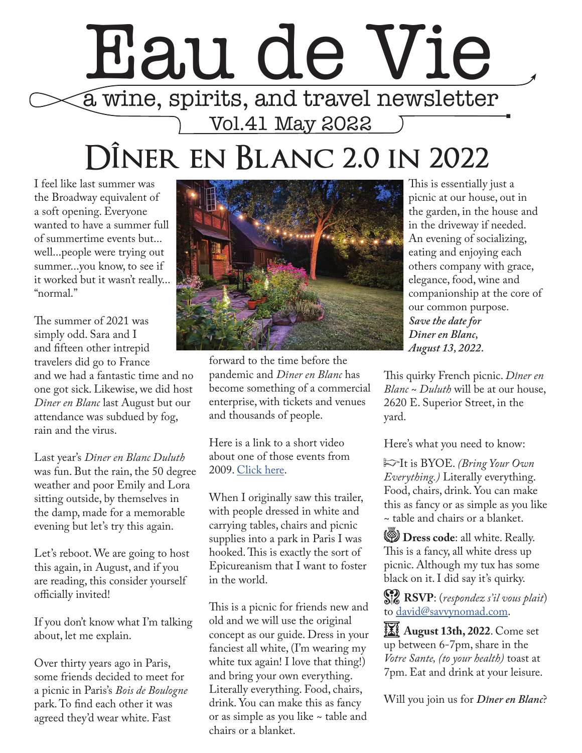# Eau de Vie

a wine, spirits, and travel newsletter

Vol.41 May 2022

## Dîner en Blanc 2.0 in 2022

I feel like last summer was the Broadway equivalent of a soft opening. Everyone wanted to have a summer full of summertime events but... well...people were trying out summer...you know, to see if it worked but it wasn't really... "normal."

The summer of 2021 was simply odd. Sara and I and fifteen other intrepid travelers did go to France and we had a fantastic time and no one got sick. Likewise, we did host *Dîner en Blanc* last August but our attendance was subdued by fog, rain and the virus.

Last year's *Dîner en Blanc Duluth* was fun. But the rain, the 50 degree weather and poor Emily and Lora sitting outside, by themselves in the damp, made for a memorable evening but let's try this again.

Let's reboot. We are going to host this again, in August, and if you are reading, this consider yourself officially invited!

If you don't know what I'm talking about, let me explain.

Over thirty years ago in Paris, some friends decided to meet for a picnic in Paris's *Bois de Boulogne* park. To find each other it was agreed they'd wear white. Fast forward to the time before the pandemic and *Dîner en Blanc* has become something of a commercial enterprise, with tickets and venues and thousands of people.

Here is a link to a short video about one of those events from 2009. [Click here](#).

When I originally saw this trailer, with people dressed in white and carrying tables, chairs and picnic supplies into a park in Paris I was hooked. This is exactly the sort of Epicureanism that I want to foster in the world.

This is a picnic for friends new and old and we will use the original concept as our guide. Dress in your fanciest all white, (I'm wearing my white tux again! I love that thing!) and bring your own everything. Literally everything. Food, chairs, drink. You can make this as fancy or as simple as you like ~ table and chairs or a blanket.

This is essentially just a picnic at our house, out in the garden, in the house and in the driveway if needed. An evening of socializing, eating and enjoying each others company with grace, elegance, food, wine and companionship at the core of our common purpose.

***Save the date for Dîner en Blanc, August 13, 2022.***

This quirky French picnic. *Dîner en Blanc ~ Duluth* will be at our house, 2620 E. Superior Street, in the yard.

Here's what you need to know:

- It is BYOE. *(Bring Your Own Everything.)* Literally everything. Food, chairs, drink. You can make this as fancy or as simple as you like ~ table and chairs or a blanket.
- **Dress code**: all white. Really. This is a fancy, all white dress up picnic. Although my tux has some black on it. I did say it's quirky.
- **RSVP**: (*respondez s'il vous plait*) to [david@savvynomad.com](mailto:david@savvynomad.com).
- **August 13th, 2022**. Come set up between 6-7pm, share in the *Votre Sante, (to your health)* toast at 7pm. Eat and drink at your leisure.

Will you join us for ***Dîner en Blanc***?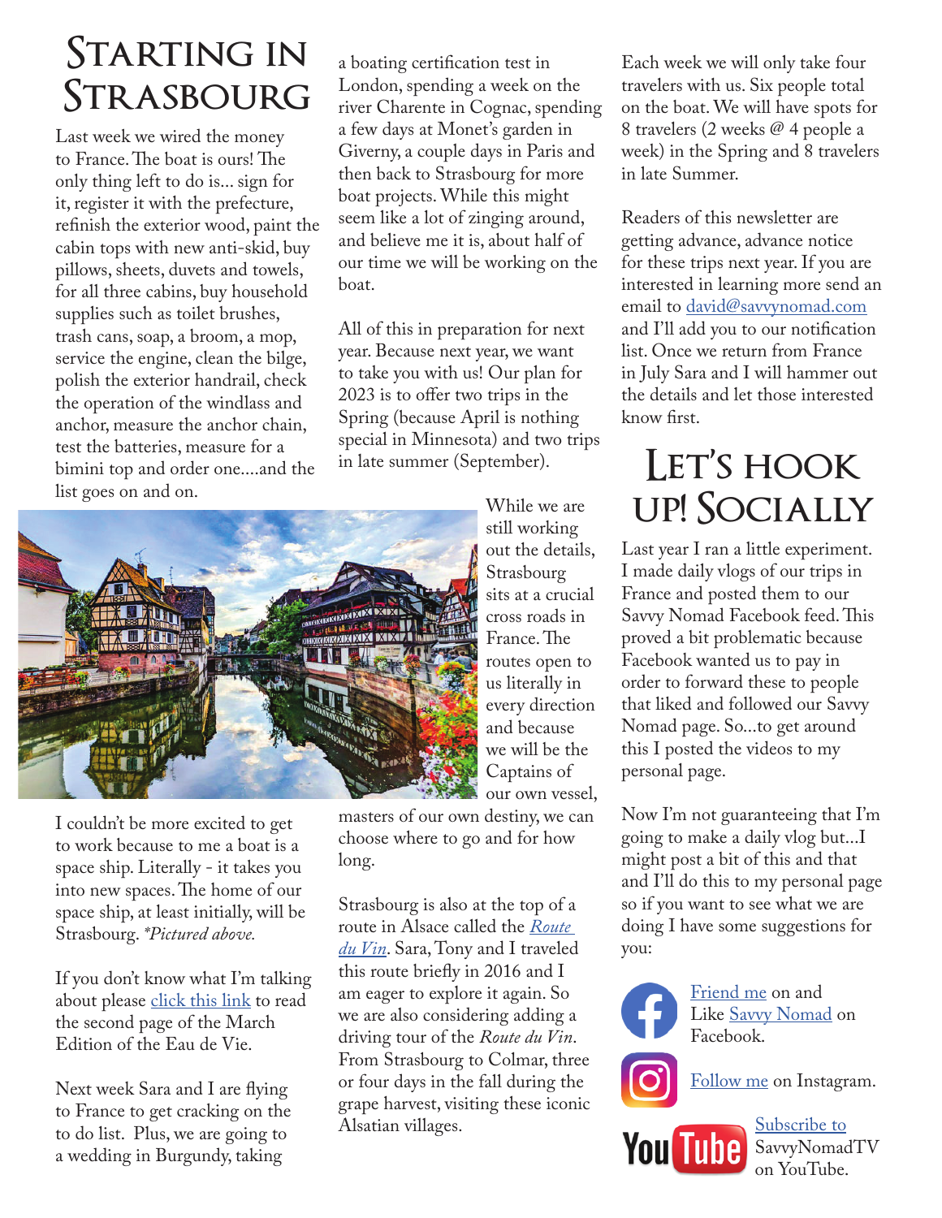# Starting in Strasbourg

Last week we wired the money to France. The boat is ours! The only thing left to do is... sign for it, register it with the prefecture, refinish the exterior wood, paint the cabin tops with new anti-skid, buy pillows, sheets, duvets and towels, for all three cabins, buy household supplies such as toilet brushes, trash cans, soap, a broom, a mop, service the engine, clean the bilge, polish the exterior handrail, check the operation of the windlass and anchor, measure the anchor chain, test the batteries, measure for a bimini top and order one....and the list goes on and on.

I couldn't be more excited to get to work because to me a boat is a space ship. Literally - it takes you into new spaces. The home of our space ship, at least initially, will be Strasbourg. *\*Pictured above.*

If you don't know what I'm talking about please [click this link] to read the second page of the March Edition of the Eau de Vie.

Next week Sara and I are flying to France to get cracking on the to do list. Plus, we are going to a wedding in Burgundy, taking a boating certification test in London, spending a week on the river Charente in Cognac, spending a few days at Monet's garden in Giverny, a couple days in Paris and then back to Strasbourg for more boat projects. While this might seem like a lot of zinging around, and believe me it is, about half of our time we will be working on the boat.

All of this in preparation for next year. Because next year, we want to take you with us! Our plan for 2023 is to offer two trips in the Spring (because April is nothing special in Minnesota) and two trips in late summer (September).

While we are still working out the details, Strasbourg sits at a crucial cross roads in France. The routes open to us literally in every direction and because we will be the Captains of our own vessel, masters of our own destiny, we can choose where to go and for how long.

Strasbourg is also at the top of a route in Alsace called the *[Route du Vin]*. Sara, Tony and I traveled this route briefly in 2016 and I am eager to explore it again. So we are also considering adding a driving tour of the *Route du Vin*. From Strasbourg to Colmar, three or four days in the fall during the grape harvest, visiting these iconic Alsatian villages.

Each week we will only take four travelers with us. Six people total on the boat. We will have spots for 8 travelers (2 weeks @ 4 people a week) in the Spring and 8 travelers in late Summer.

Readers of this newsletter are getting advance, advance notice for these trips next year. If you are interested in learning more send an email to [david@savvynomad.com] and I'll add you to our notification list. Once we return from France in July Sara and I will hammer out the details and let those interested know first.

# Let's hook up! Socially

Last year I ran a little experiment. I made daily vlogs of our trips in France and posted them to our Savvy Nomad Facebook feed. This proved a bit problematic because Facebook wanted us to pay in order to forward these to people that liked and followed our Savvy Nomad page. So...to get around this I posted the videos to my personal page.

Now I'm not guaranteeing that I'm going to make a daily vlog but...I might post a bit of this and that and I'll do this to my personal page so if you want to see what we are doing I have some suggestions for you:

[Friend me] on and Like [Savvy Nomad] on Facebook.

[Follow me] on Instagram.

[Subscribe to] SavvyNomadTV on YouTube.